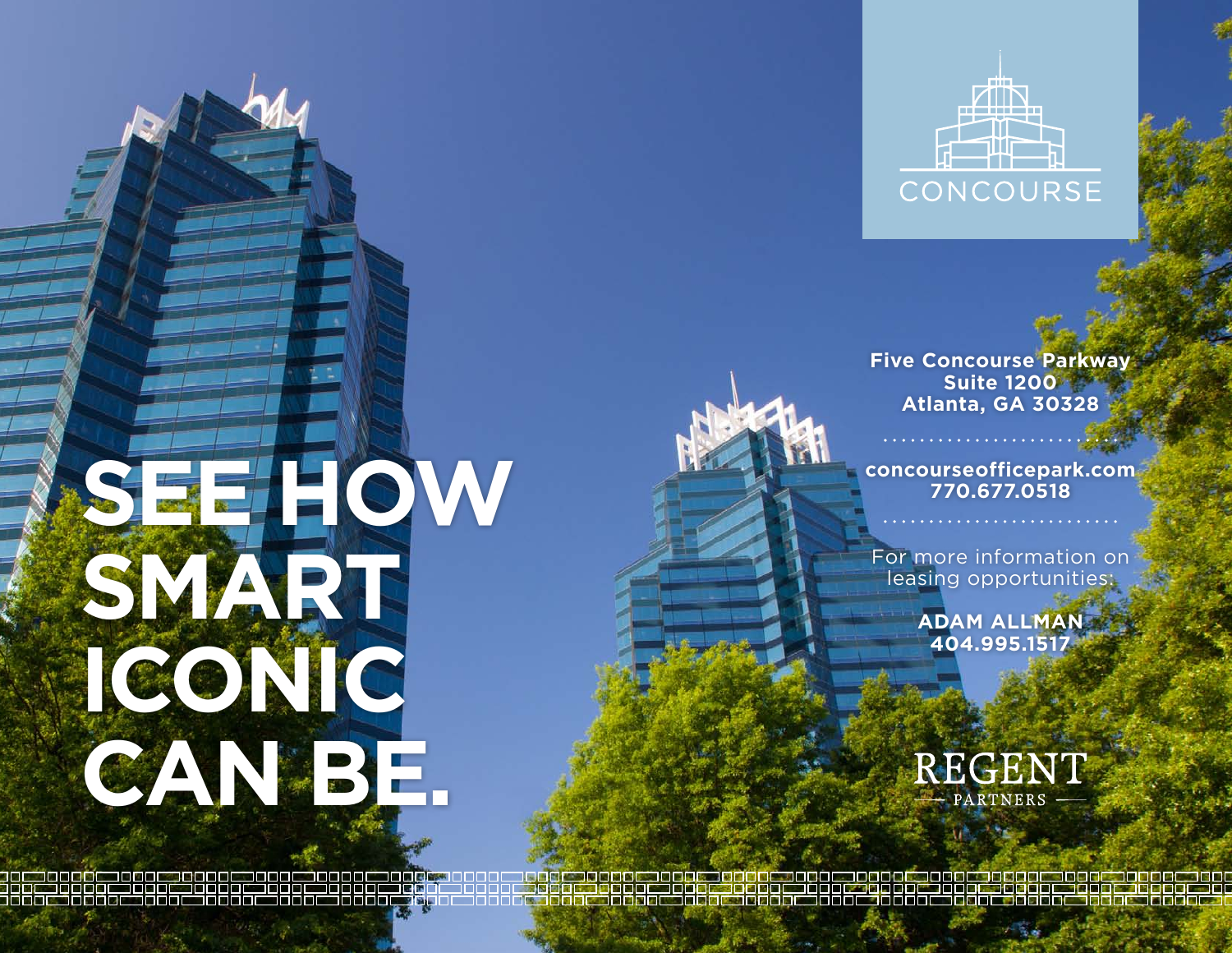CONCOURSE

# SEE HOW SMART ICONIC CAN BE.

**Five Concourse Parkway**
**Suite 1200**
**Atlanta, GA 30328**

**concourseofficepark.com**
**770.677.0518**

For more information on leasing opportunities:

**ADAM ALLMAN**
**404.995.1517**

REGENT PARTNERS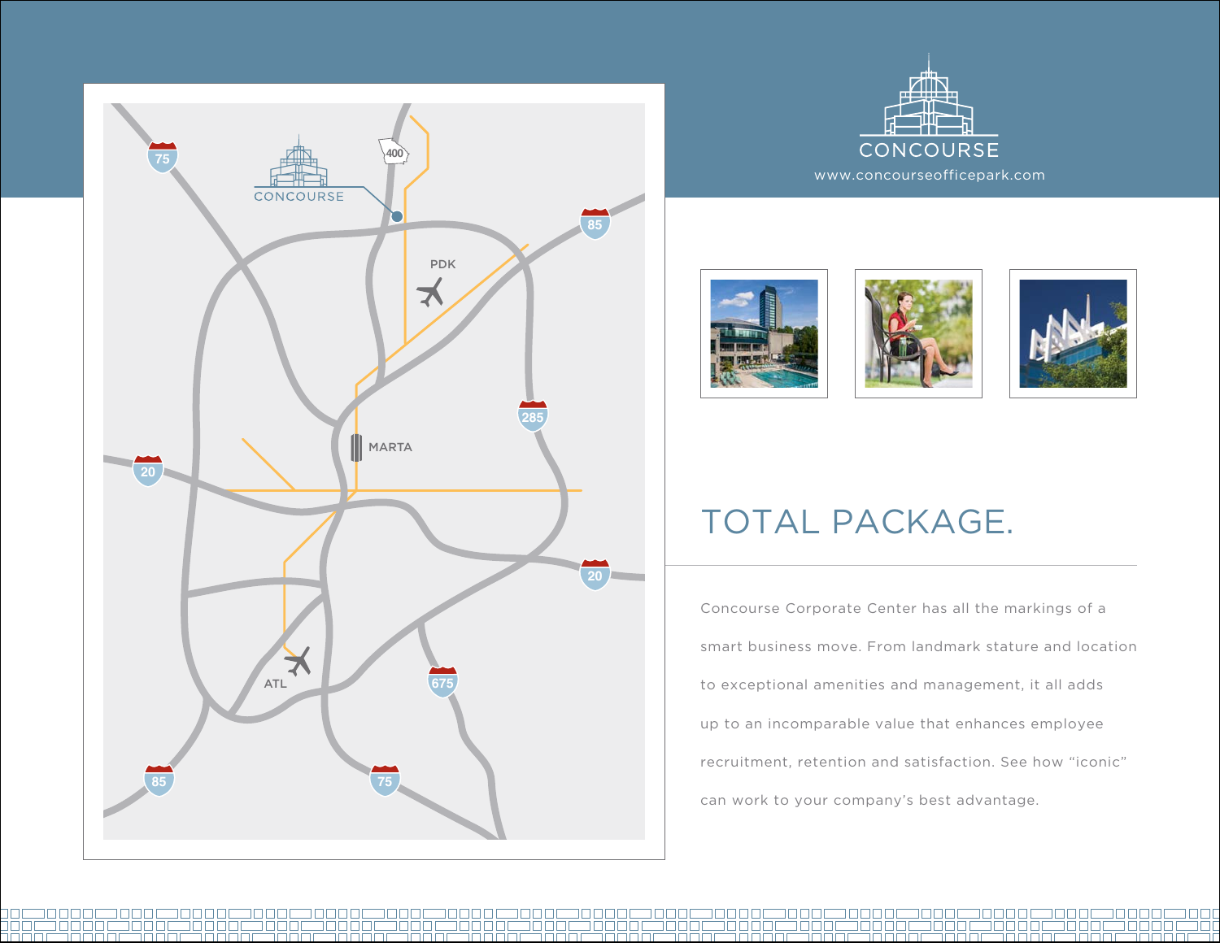CONCOURSE

www.concourseofficepark.com

# TOTAL PACKAGE.

Concourse Corporate Center has all the markings of a smart business move. From landmark stature and location to exceptional amenities and management, it all adds up to an incomparable value that enhances employee recruitment, retention and satisfaction. See how "iconic" can work to your company's best advantage.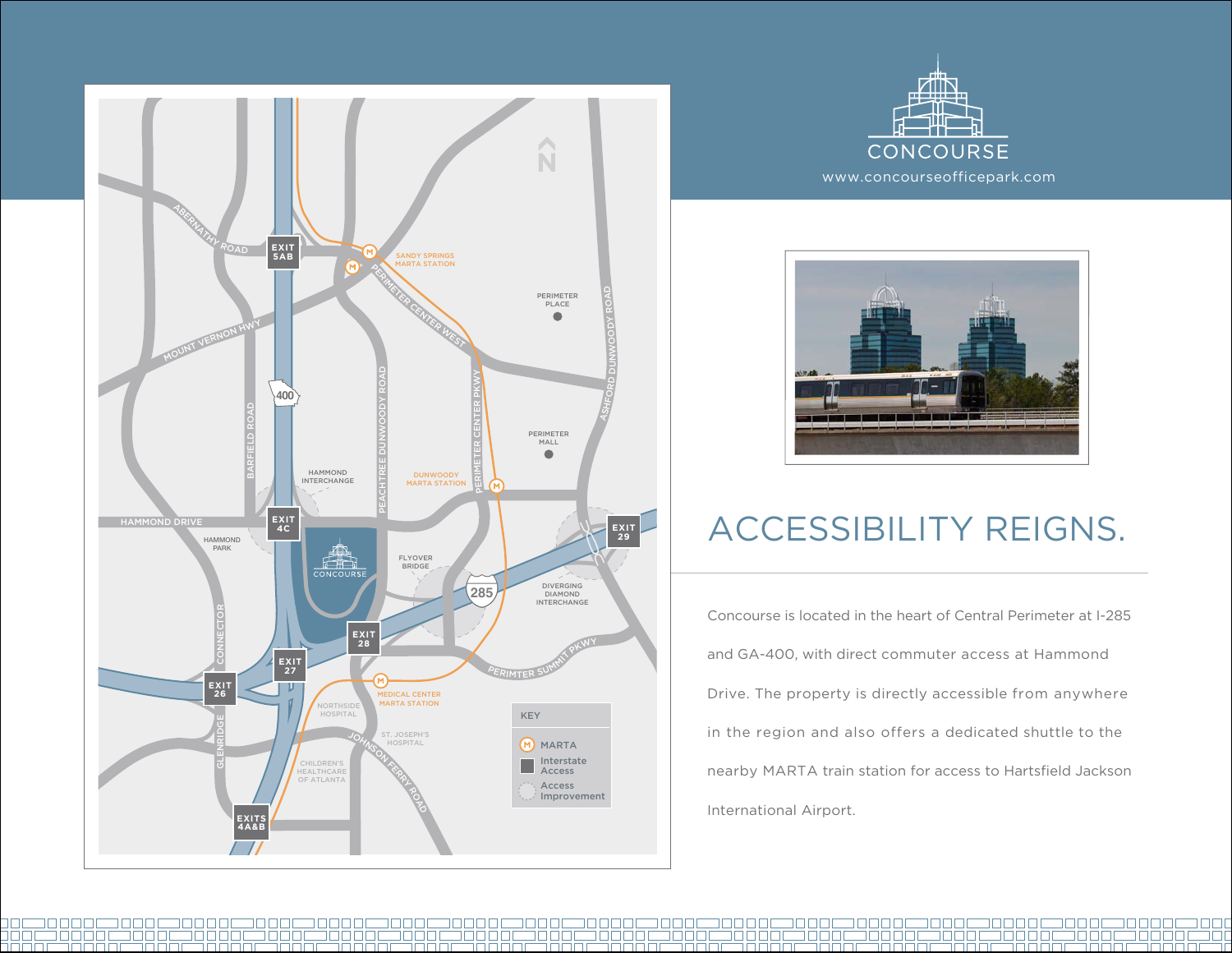CONCOURSE

www.concourseofficepark.com

# ACCESSIBILITY REIGNS.

Concourse is located in the heart of Central Perimeter at I-285 and GA-400, with direct commuter access at Hammond Drive. The property is directly accessible from anywhere in the region and also offers a dedicated shuttle to the nearby MARTA train station for access to Hartsfield Jackson International Airport.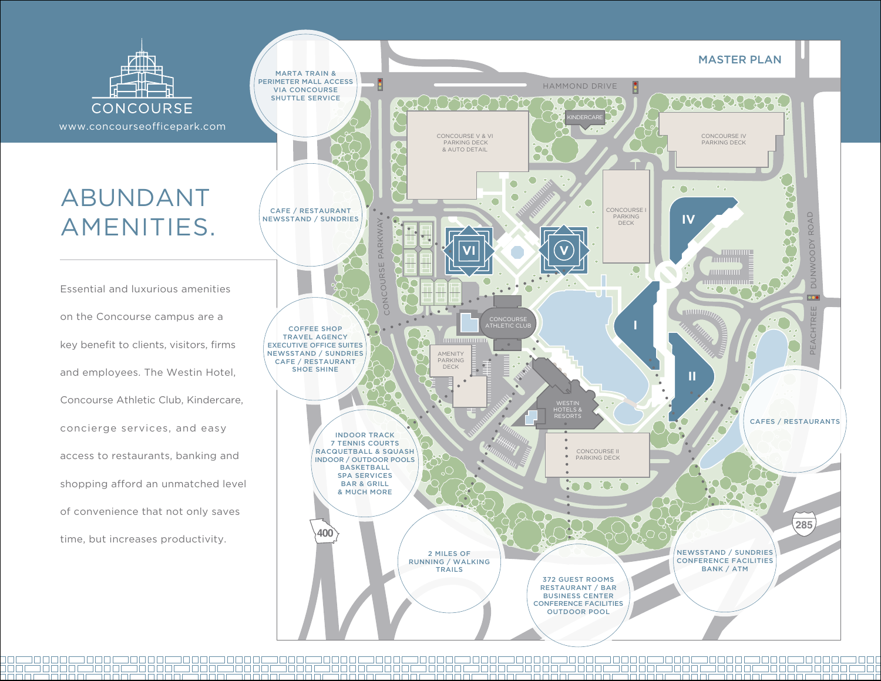CONCOURSE

www.concourseofficepark.com

# ABUNDANT AMENITIES.

Essential and luxurious amenities on the Concourse campus are a key benefit to clients, visitors, firms and employees. The Westin Hotel, Concourse Athletic Club, Kindercare, concierge services, and easy access to restaurants, banking and shopping afford an unmatched level of convenience that not only saves time, but increases productivity.

## MASTER PLAN

MARTA TRAIN & PERIMETER MALL ACCESS VIA CONCOURSE SHUTTLE SERVICE

CAFE / RESTAURANT
NEWSSTAND / SUNDRIES

COFFEE SHOP
TRAVEL AGENCY
EXECUTIVE OFFICE SUITES
NEWSSTAND / SUNDRIES
CAFE / RESTAURANT
SHOE SHINE

INDOOR TRACK
7 TENNIS COURTS
RACQUETBALL & SQUASH
INDOOR / OUTDOOR POOLS
BASKETBALL
SPA SERVICES
BAR & GRILL
& MUCH MORE

2 MILES OF RUNNING / WALKING TRAILS

372 GUEST ROOMS
RESTAURANT / BAR
BUSINESS CENTER
CONFERENCE FACILITIES
OUTDOOR POOL

NEWSSTAND / SUNDRIES
CONFERENCE FACILITIES
BANK / ATM

CAFES / RESTAURANTS

HAMMOND DRIVE

KINDERCARE

CONCOURSE V & VI PARKING DECK & AUTO DETAIL

CONCOURSE IV PARKING DECK

CONCOURSE I PARKING DECK

CONCOURSE PARKWAY

VI

V

IV

I

II

CONCOURSE ATHLETIC CLUB

AMENITY PARKING DECK

WESTIN HOTELS & RESORTS

CONCOURSE II PARKING DECK

PEACHTREE DUNWOODY ROAD

400

285